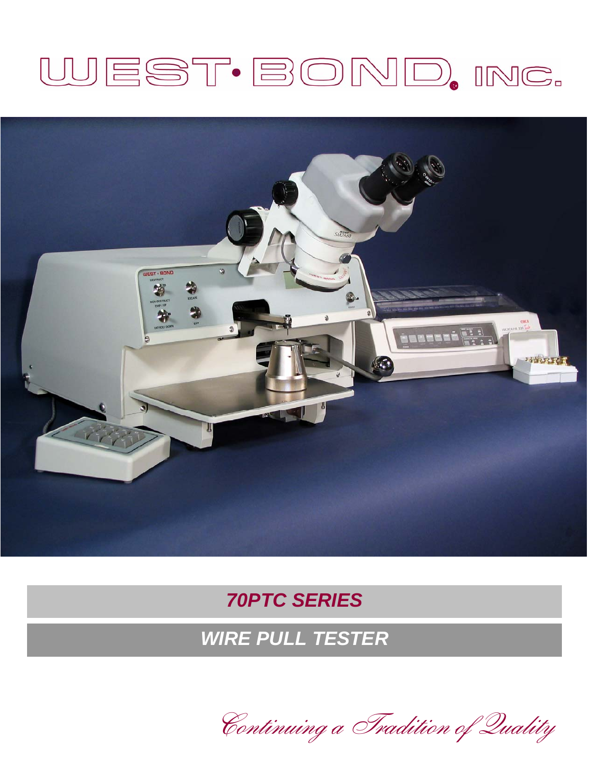# WEST·BOND, INC.

## *70PTC SERIES*

## *WIRE PULL TESTER*

*Continuing a Tradition of Quality*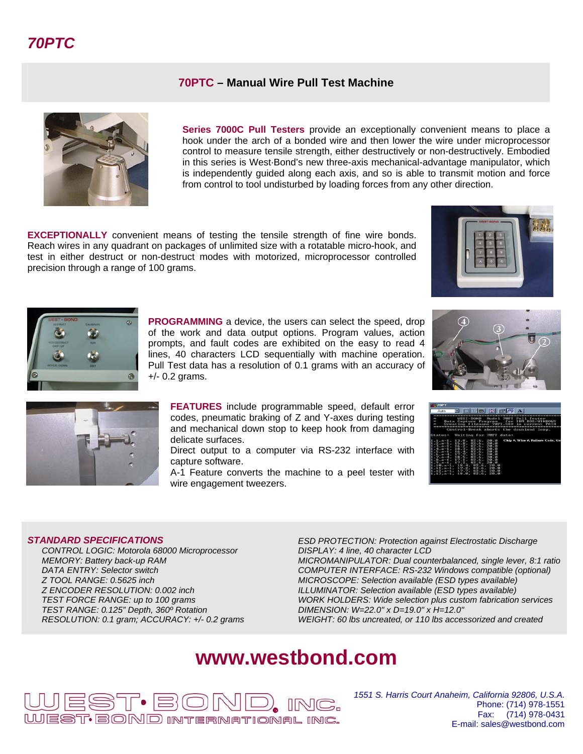# 70PTC

## 70PTC – Manual Wire Pull Test Machine

**Series 7000C Pull Testers** provide an exceptionally convenient means to place a hook under the arch of a bonded wire and then lower the wire under microprocessor control to measure tensile strength, either destructively or non-destructively. Embodied in this series is West·Bond's new three-axis mechanical-advantage manipulator, which is independently guided along each axis, and so is able to transmit motion and force from control to tool undisturbed by loading forces from any other direction.

**EXCEPTIONALLY** convenient means of testing the tensile strength of fine wire bonds. Reach wires in any quadrant on packages of unlimited size with a rotatable micro-hook, and test in either destruct or non-destruct modes with motorized, microprocessor controlled precision through a range of 100 grams.

**PROGRAMMING** a device, the users can select the speed, drop of the work and data output options. Program values, action prompts, and fault codes are exhibited on the easy to read 4 lines, 40 characters LCD sequentially with machine operation. Pull Test data has a resolution of 0.1 grams with an accuracy of +/- 0.2 grams.

**FEATURES** include programmable speed, default error codes, pneumatic braking of Z and Y-axes during testing and mechanical down stop to keep hook from damaging delicate surfaces.
Direct output to a computer via RS-232 interface with capture software.
A-1 Feature converts the machine to a peel tester with wire engagement tweezers.

### *STANDARD SPECIFICATIONS*

*CONTROL LOGIC: Motorola 68000 Microprocessor*
*MEMORY: Battery back-up RAM*
*DATA ENTRY: Selector switch*
*Z TOOL RANGE: 0.5625 inch*
*Z ENCODER RESOLUTION: 0.002 inch*
*TEST FORCE RANGE: up to 100 grams*
*TEST RANGE: 0.125" Depth, 360º Rotation*
*RESOLUTION: 0.1 gram; ACCURACY: +/- 0.2 grams*
*ESD PROTECTION: Protection against Electrostatic Discharge*
*DISPLAY: 4 line, 40 character LCD*
*MICROMANIPULATOR: Dual counterbalanced, single lever, 8:1 ratio*
*COMPUTER INTERFACE: RS-232 Windows compatible (optional)*
*MICROSCOPE: Selection available (ESD types available)*
*ILLUMINATOR: Selection available (ESD types available)*
*WORK HOLDERS: Wide selection plus custom fabrication services*
*DIMENSION: W=22.0" x D=19.0" x H=12.0"*
*WEIGHT: 60 lbs uncreated, or 110 lbs accessorized and created*

## www.westbond.com

WEST·BOND, INC.
WEST·BOND INTERNATIONAL INC.

*1551 S. Harris Court Anaheim, California 92806, U.S.A.*
Phone: (714) 978-1551
Fax: (714) 978-0431
E-mail: sales@westbond.com